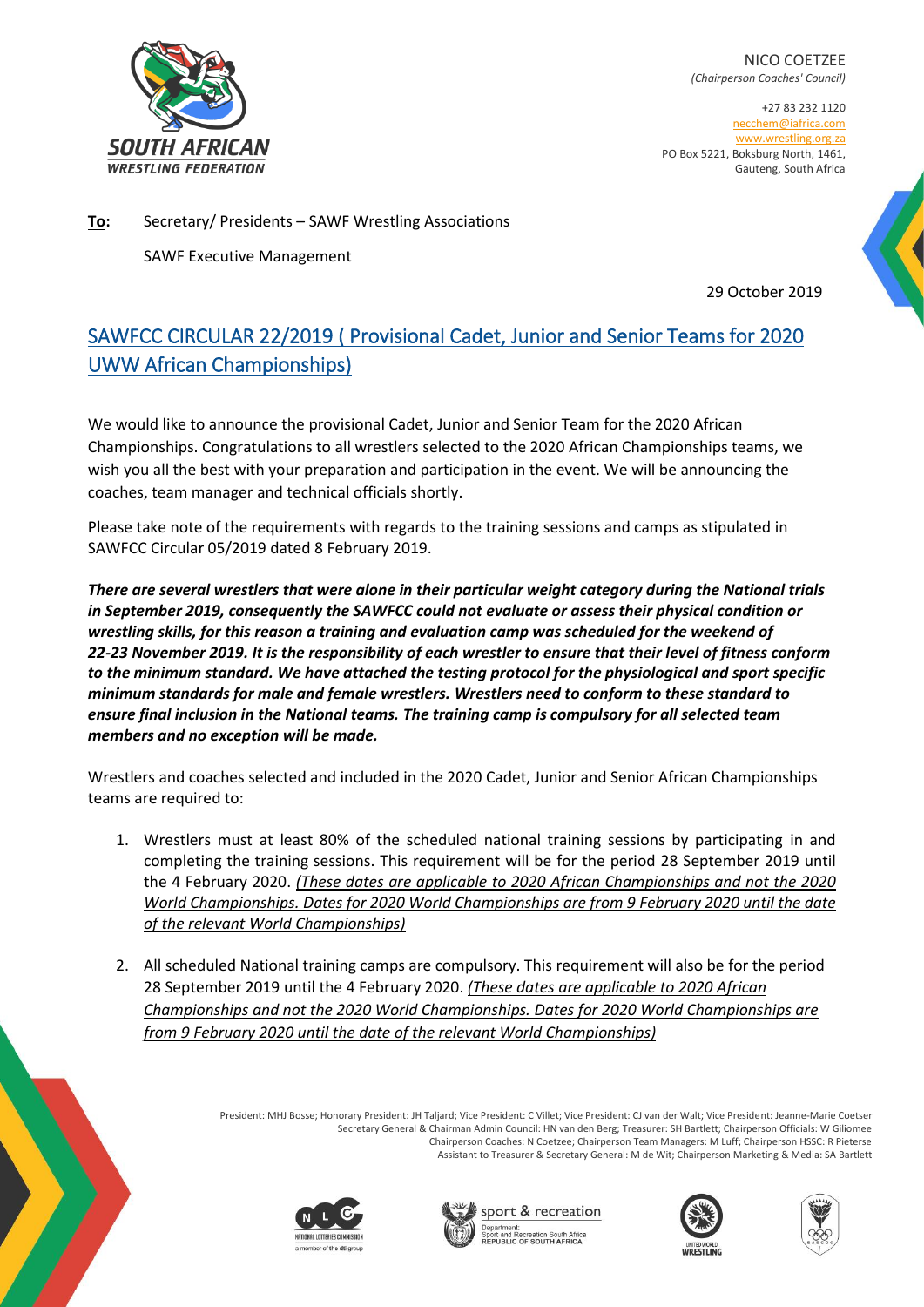SOUTH AFRICAN WRESTLING FEDERATION

NICO COETZEE
*(Chairperson Coaches' Council)*

+27 83 232 1120
necchem@iafrica.com
www.wrestling.org.za
PO Box 5221, Boksburg North, 1461,
Gauteng, South Africa

**To:** Secretary/ Presidents – SAWF Wrestling Associations

SAWF Executive Management

29 October 2019

## SAWFCC CIRCULAR 22/2019 ( Provisional Cadet, Junior and Senior Teams for 2020 UWW African Championships)

We would like to announce the provisional Cadet, Junior and Senior Team for the 2020 African Championships. Congratulations to all wrestlers selected to the 2020 African Championships teams, we wish you all the best with your preparation and participation in the event. We will be announcing the coaches, team manager and technical officials shortly.

Please take note of the requirements with regards to the training sessions and camps as stipulated in SAWFCC Circular 05/2019 dated 8 February 2019.

***There are several wrestlers that were alone in their particular weight category during the National trials in September 2019, consequently the SAWFCC could not evaluate or assess their physical condition or wrestling skills, for this reason a training and evaluation camp was scheduled for the weekend of 22-23 November 2019. It is the responsibility of each wrestler to ensure that their level of fitness conform to the minimum standard. We have attached the testing protocol for the physiological and sport specific minimum standards for male and female wrestlers. Wrestlers need to conform to these standard to ensure final inclusion in the National teams. The training camp is compulsory for all selected team members and no exception will be made.***

Wrestlers and coaches selected and included in the 2020 Cadet, Junior and Senior African Championships teams are required to:

1. Wrestlers must at least 80% of the scheduled national training sessions by participating in and completing the training sessions. This requirement will be for the period 28 September 2019 until the 4 February 2020. *(These dates are applicable to 2020 African Championships and not the 2020 World Championships. Dates for 2020 World Championships are from 9 February 2020 until the date of the relevant World Championships)*

2. All scheduled National training camps are compulsory. This requirement will also be for the period 28 September 2019 until the 4 February 2020. *(These dates are applicable to 2020 African Championships and not the 2020 World Championships. Dates for 2020 World Championships are from 9 February 2020 until the date of the relevant World Championships)*

President: MHJ Bosse; Honorary President: JH Taljard; Vice President: C Villet; Vice President: CJ van der Walt; Vice President: Jeanne-Marie Coetser
Secretary General & Chairman Admin Council: HN van den Berg; Treasurer: SH Bartlett; Chairperson Officials: W Giliomee
Chairperson Coaches: N Coetzee; Chairperson Team Managers: M Luff; Chairperson HSSC: R Pieterse
Assistant to Treasurer & Secretary General: M de Wit; Chairperson Marketing & Media: SA Bartlett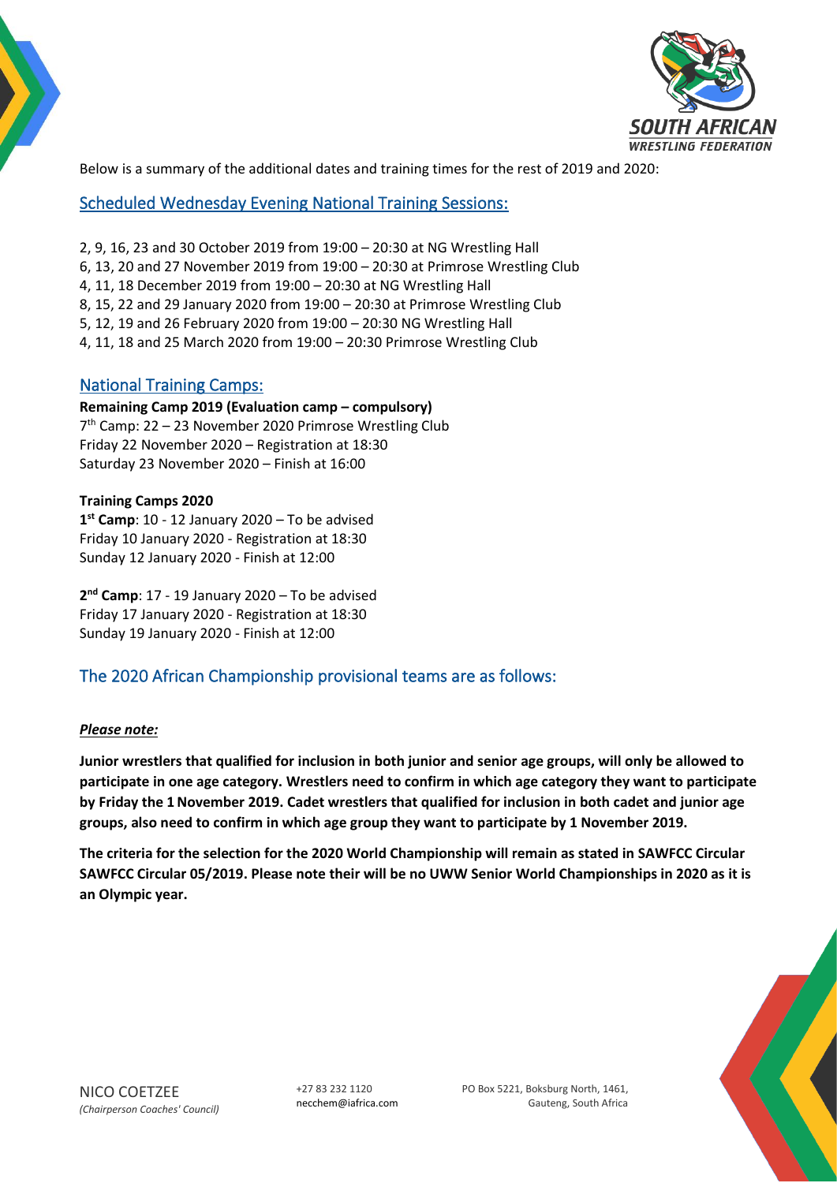Below is a summary of the additional dates and training times for the rest of 2019 and 2020:

## Scheduled Wednesday Evening National Training Sessions:

2, 9, 16, 23 and 30 October 2019 from 19:00 – 20:30 at NG Wrestling Hall
6, 13, 20 and 27 November 2019 from 19:00 – 20:30 at Primrose Wrestling Club
4, 11, 18 December 2019 from 19:00 – 20:30 at NG Wrestling Hall
8, 15, 22 and 29 January 2020 from 19:00 – 20:30 at Primrose Wrestling Club
5, 12, 19 and 26 February 2020 from 19:00 – 20:30 NG Wrestling Hall
4, 11, 18 and 25 March 2020 from 19:00 – 20:30 Primrose Wrestling Club

## National Training Camps:

**Remaining Camp 2019 (Evaluation camp – compulsory)**
7th Camp: 22 – 23 November 2020 Primrose Wrestling Club
Friday 22 November 2020 – Registration at 18:30
Saturday 23 November 2020 – Finish at 16:00

**Training Camps 2020**
**1st Camp**: 10 - 12 January 2020 – To be advised
Friday 10 January 2020 - Registration at 18:30
Sunday 12 January 2020 - Finish at 12:00

**2nd Camp**: 17 - 19 January 2020 – To be advised
Friday 17 January 2020 - Registration at 18:30
Sunday 19 January 2020 - Finish at 12:00

## The 2020 African Championship provisional teams are as follows:

***Please note:***

**Junior wrestlers that qualified for inclusion in both junior and senior age groups, will only be allowed to participate in one age category. Wrestlers need to confirm in which age category they want to participate by Friday the 1 November 2019. Cadet wrestlers that qualified for inclusion in both cadet and junior age groups, also need to confirm in which age group they want to participate by 1 November 2019.**

**The criteria for the selection for the 2020 World Championship will remain as stated in SAWFCC Circular SAWFCC Circular 05/2019. Please note their will be no UWW Senior World Championships in 2020 as it is an Olympic year.**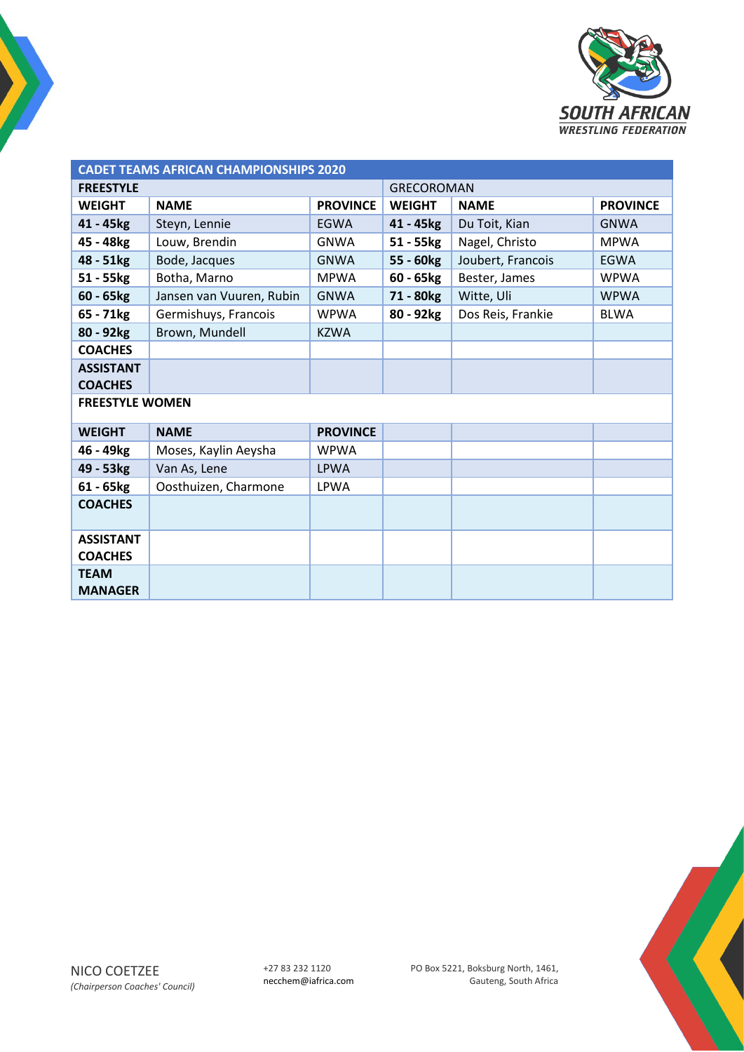SOUTH AFRICAN WRESTLING FEDERATION

| CADET TEAMS AFRICAN CHAMPIONSHIPS 2020 | | | | | |
|---|---|---|---|---|---|
| **FREESTYLE** | | | GRECOROMAN | | |
| **WEIGHT** | **NAME** | **PROVINCE** | **WEIGHT** | **NAME** | **PROVINCE** |
| **41 - 45kg** | Steyn, Lennie | EGWA | **41 - 45kg** | Du Toit, Kian | GNWA |
| **45 - 48kg** | Louw, Brendin | GNWA | **51 - 55kg** | Nagel, Christo | MPWA |
| **48 - 51kg** | Bode, Jacques | GNWA | **55 - 60kg** | Joubert, Francois | EGWA |
| **51 - 55kg** | Botha, Marno | MPWA | **60 - 65kg** | Bester, James | WPWA |
| **60 - 65kg** | Jansen van Vuuren, Rubin | GNWA | **71 - 80kg** | Witte, Uli | WPWA |
| **65 - 71kg** | Germishuys, Francois | WPWA | **80 - 92kg** | Dos Reis, Frankie | BLWA |
| **80 - 92kg** | Brown, Mundell | KZWA | | | |
| **COACHES** | | | | | |
| **ASSISTANT COACHES** | | | | | |
| **FREESTYLE WOMEN** | | | | | |
| **WEIGHT** | **NAME** | **PROVINCE** | | | |
| **46 - 49kg** | Moses, Kaylin Aeysha | WPWA | | | |
| **49 - 53kg** | Van As, Lene | LPWA | | | |
| **61 - 65kg** | Oosthuizen, Charmone | LPWA | | | |
| **COACHES** | | | | | |
| **ASSISTANT COACHES** | | | | | |
| **TEAM MANAGER** | | | | | |

NICO COETZEE
*(Chairperson Coaches' Council)*

+27 83 232 1120
necchem@iafrica.com

PO Box 5221, Boksburg North, 1461,
Gauteng, South Africa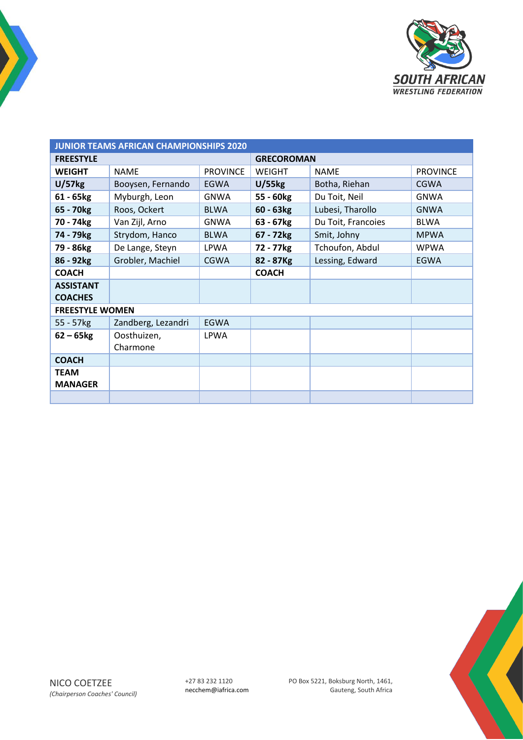| JUNIOR TEAMS AFRICAN CHAMPIONSHIPS 2020 | | | | | |
|---|---|---|---|---|---|
| **FREESTYLE** | | | **GRECOROMAN** | | |
| **WEIGHT** | NAME | PROVINCE | WEIGHT | NAME | PROVINCE |
| **U/57kg** | Booysen, Fernando | EGWA | **U/55kg** | Botha, Riehan | CGWA |
| **61 - 65kg** | Myburgh, Leon | GNWA | **55 - 60kg** | Du Toit, Neil | GNWA |
| **65 - 70kg** | Roos, Ockert | BLWA | **60 - 63kg** | Lubesi, Tharollo | GNWA |
| **70 - 74kg** | Van Zijl, Arno | GNWA | **63 - 67kg** | Du Toit, Francoies | BLWA |
| **74 - 79kg** | Strydom, Hanco | BLWA | **67 - 72kg** | Smit, Johny | MPWA |
| **79 - 86kg** | De Lange, Steyn | LPWA | **72 - 77kg** | Tchoufon, Abdul | WPWA |
| **86 - 92kg** | Grobler, Machiel | CGWA | **82 - 87Kg** | Lessing, Edward | EGWA |
| **COACH** | | | **COACH** | | |
| **ASSISTANT COACHES** | | | | | |
| **FREESTYLE WOMEN** | | | | | |
| 55 - 57kg | Zandberg, Lezandri | EGWA | | | |
| **62 – 65kg** | Oosthuizen, Charmone | LPWA | | | |
| **COACH** | | | | | |
| **TEAM MANAGER** | | | | | |
| | | | | | |

NICO COETZEE
*(Chairperson Coaches' Council)*

+27 83 232 1120
necchem@iafrica.com

PO Box 5221, Boksburg North, 1461,
Gauteng, South Africa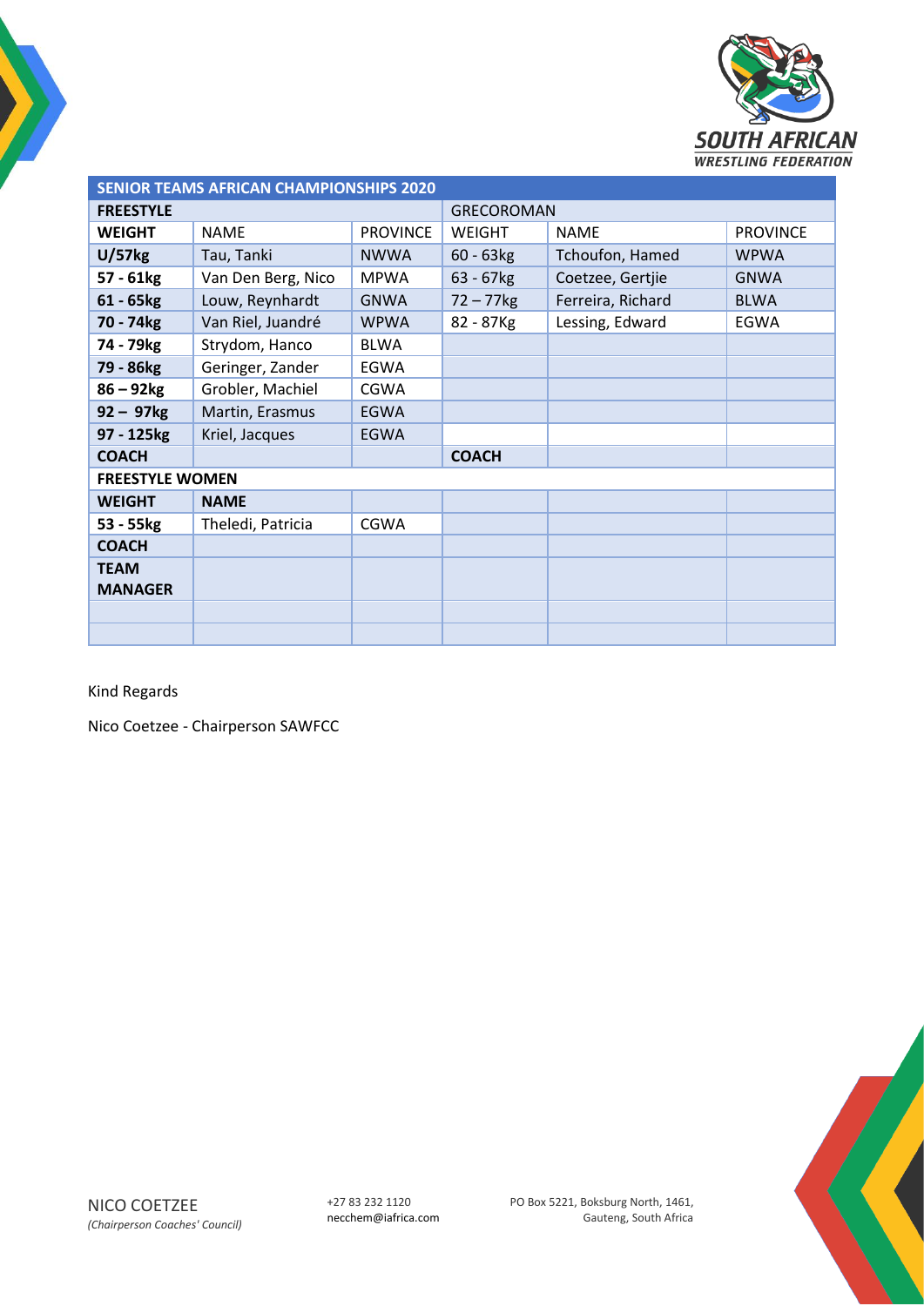| SENIOR TEAMS AFRICAN CHAMPIONSHIPS 2020 | | | | | |
|---|---|---|---|---|---|
| **FREESTYLE** | | | GRECOROMAN | | |
| **WEIGHT** | NAME | PROVINCE | WEIGHT | NAME | PROVINCE |
| **U/57kg** | Tau, Tanki | NWWA | 60 - 63kg | Tchoufon, Hamed | WPWA |
| **57 - 61kg** | Van Den Berg, Nico | MPWA | 63 - 67kg | Coetzee, Gertjie | GNWA |
| **61 - 65kg** | Louw, Reynhardt | GNWA | 72 – 77kg | Ferreira, Richard | BLWA |
| **70 - 74kg** | Van Riel, Juandré | WPWA | 82 - 87Kg | Lessing, Edward | EGWA |
| **74 - 79kg** | Strydom, Hanco | BLWA | | | |
| **79 - 86kg** | Geringer, Zander | EGWA | | | |
| **86 – 92kg** | Grobler, Machiel | CGWA | | | |
| **92 – 97kg** | Martin, Erasmus | EGWA | | | |
| **97 - 125kg** | Kriel, Jacques | EGWA | | | |
| **COACH** | | | **COACH** | | |
| **FREESTYLE WOMEN** | | | | | |
| **WEIGHT** | **NAME** | | | | |
| **53 - 55kg** | Theledi, Patricia | CGWA | | | |
| **COACH** | | | | | |
| **TEAM MANAGER** | | | | | |
| | | | | | |
| | | | | | |

Kind Regards

Nico Coetzee - Chairperson SAWFCC

NICO COETZEE
*(Chairperson Coaches' Council)*

+27 83 232 1120
necchem@iafrica.com

PO Box 5221, Boksburg North, 1461,
Gauteng, South Africa